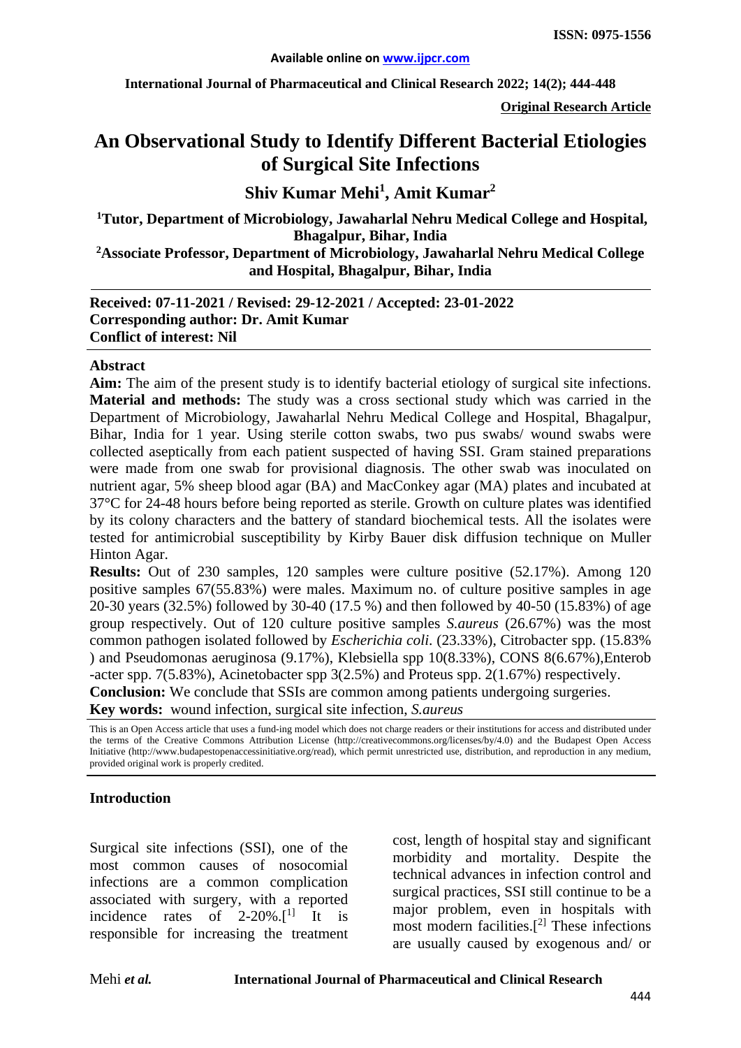**ISSN: 0975-1556**

**Available online on www.ijpcr.com**

**International Journal of Pharmaceutical and Clinical Research 2022; 14(2); 444-448**

**Original Research Article**

# An Observational Study to Identify Different Bacterial Etiologies of Surgical Site Infections

## Shiv Kumar Mehi[1], Amit Kumar[2]

**[1]Tutor, Department of Microbiology, Jawaharlal Nehru Medical College and Hospital, Bhagalpur, Bihar, India**

**[2]Associate Professor, Department of Microbiology, Jawaharlal Nehru Medical College and Hospital, Bhagalpur, Bihar, India**

**Received: 07-11-2021 / Revised: 29-12-2021 / Accepted: 23-01-2022**
**Corresponding author: Dr. Amit Kumar**
**Conflict of interest: Nil**

### Abstract

**Aim:** The aim of the present study is to identify bacterial etiology of surgical site infections.
**Material and methods:** The study was a cross sectional study which was carried in the Department of Microbiology, Jawaharlal Nehru Medical College and Hospital, Bhagalpur, Bihar, India for 1 year. Using sterile cotton swabs, two pus swabs/ wound swabs were collected aseptically from each patient suspected of having SSI. Gram stained preparations were made from one swab for provisional diagnosis. The other swab was inoculated on nutrient agar, 5% sheep blood agar (BA) and MacConkey agar (MA) plates and incubated at 37°C for 24-48 hours before being reported as sterile. Growth on culture plates was identified by its colony characters and the battery of standard biochemical tests. All the isolates were tested for antimicrobial susceptibility by Kirby Bauer disk diffusion technique on Muller Hinton Agar.
**Results:** Out of 230 samples, 120 samples were culture positive (52.17%). Among 120 positive samples 67(55.83%) were males. Maximum no. of culture positive samples in age 20-30 years (32.5%) followed by 30-40 (17.5 %) and then followed by 40-50 (15.83%) of age group respectively. Out of 120 culture positive samples *S.aureus* (26.67%) was the most common pathogen isolated followed by *Escherichia coli*. (23.33%), Citrobacter spp. (15.83% ) and Pseudomonas aeruginosa (9.17%), Klebsiella spp 10(8.33%), CONS 8(6.67%),Enterob -acter spp. 7(5.83%), Acinetobacter spp 3(2.5%) and Proteus spp. 2(1.67%) respectively.
**Conclusion:** We conclude that SSIs are common among patients undergoing surgeries.
**Key words:** wound infection, surgical site infection, *S.aureus*

This is an Open Access article that uses a fund-ing model which does not charge readers or their institutions for access and distributed under the terms of the Creative Commons Attribution License (http://creativecommons.org/licenses/by/4.0) and the Budapest Open Access Initiative (http://www.budapestopenaccessinitiative.org/read), which permit unrestricted use, distribution, and reproduction in any medium, provided original work is properly credited.

### Introduction

Surgical site infections (SSI), one of the most common causes of nosocomial infections are a common complication associated with surgery, with a reported incidence rates of 2-20%.[1] It is responsible for increasing the treatment cost, length of hospital stay and significant morbidity and mortality. Despite the technical advances in infection control and surgical practices, SSI still continue to be a major problem, even in hospitals with most modern facilities.[2] These infections are usually caused by exogenous and/ or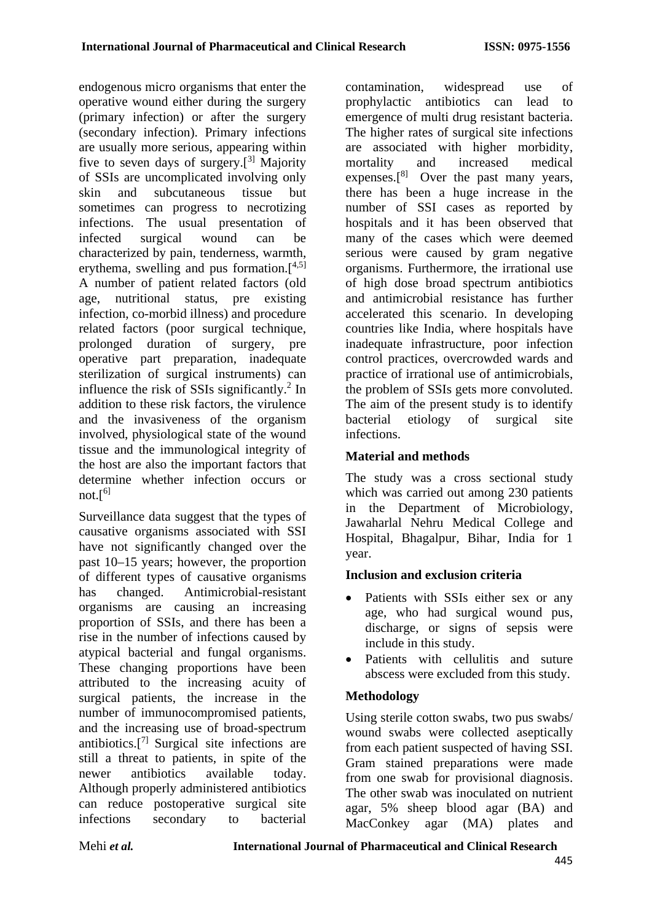endogenous micro organisms that enter the operative wound either during the surgery (primary infection) or after the surgery (secondary infection). Primary infections are usually more serious, appearing within five to seven days of surgery.[3] Majority of SSIs are uncomplicated involving only skin and subcutaneous tissue but sometimes can progress to necrotizing infections. The usual presentation of infected surgical wound can be characterized by pain, tenderness, warmth, erythema, swelling and pus formation.[4,5] A number of patient related factors (old age, nutritional status, pre existing infection, co-morbid illness) and procedure related factors (poor surgical technique, prolonged duration of surgery, pre operative part preparation, inadequate sterilization of surgical instruments) can influence the risk of SSIs significantly.[2] In addition to these risk factors, the virulence and the invasiveness of the organism involved, physiological state of the wound tissue and the immunological integrity of the host are also the important factors that determine whether infection occurs or not.[6]

Surveillance data suggest that the types of causative organisms associated with SSI have not significantly changed over the past 10–15 years; however, the proportion of different types of causative organisms has changed. Antimicrobial-resistant organisms are causing an increasing proportion of SSIs, and there has been a rise in the number of infections caused by atypical bacterial and fungal organisms. These changing proportions have been attributed to the increasing acuity of surgical patients, the increase in the number of immunocompromised patients, and the increasing use of broad-spectrum antibiotics.[7] Surgical site infections are still a threat to patients, in spite of the newer antibiotics available today. Although properly administered antibiotics can reduce postoperative surgical site infections secondary to bacterial contamination, widespread use of prophylactic antibiotics can lead to emergence of multi drug resistant bacteria. The higher rates of surgical site infections are associated with higher morbidity, mortality and increased medical expenses.[8] Over the past many years, there has been a huge increase in the number of SSI cases as reported by hospitals and it has been observed that many of the cases which were deemed serious were caused by gram negative organisms. Furthermore, the irrational use of high dose broad spectrum antibiotics and antimicrobial resistance has further accelerated this scenario. In developing countries like India, where hospitals have inadequate infrastructure, poor infection control practices, overcrowded wards and practice of irrational use of antimicrobials, the problem of SSIs gets more convoluted. The aim of the present study is to identify bacterial etiology of surgical site infections.

## Material and methods

The study was a cross sectional study which was carried out among 230 patients in the Department of Microbiology, Jawaharlal Nehru Medical College and Hospital, Bhagalpur, Bihar, India for 1 year.

### Inclusion and exclusion criteria

- Patients with SSIs either sex or any age, who had surgical wound pus, discharge, or signs of sepsis were include in this study.
- Patients with cellulitis and suture abscess were excluded from this study.

### Methodology

Using sterile cotton swabs, two pus swabs/ wound swabs were collected aseptically from each patient suspected of having SSI. Gram stained preparations were made from one swab for provisional diagnosis. The other swab was inoculated on nutrient agar, 5% sheep blood agar (BA) and MacConkey agar (MA) plates and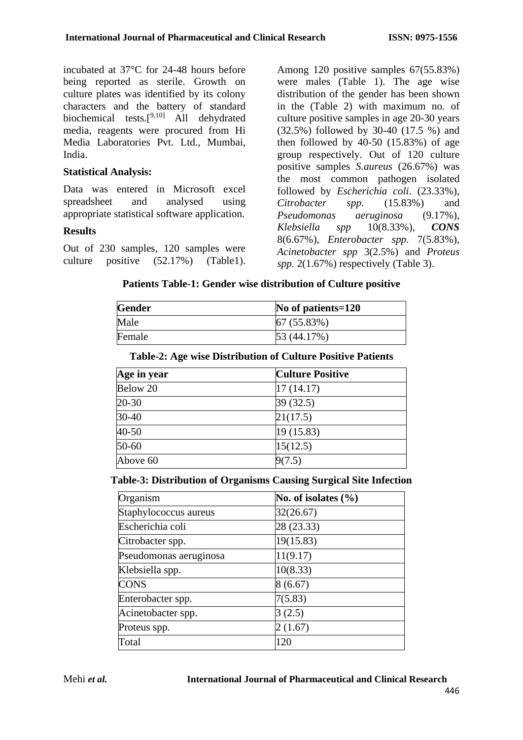incubated at 37°C for 24-48 hours before being reported as sterile. Growth on culture plates was identified by its colony characters and the battery of standard biochemical tests.[9,10] All dehydrated media, reagents were procured from Hi Media Laboratories Pvt. Ltd., Mumbai, India.

**Statistical Analysis:**

Data was entered in Microsoft excel spreadsheet and analysed using appropriate statistical software application.

**Results**

Out of 230 samples, 120 samples were culture positive (52.17%) (Table1). Among 120 positive samples 67(55.83%) were males (Table 1). The age wise distribution of the gender has been shown in the (Table 2) with maximum no. of culture positive samples in age 20-30 years (32.5%) followed by 30-40 (17.5 %) and then followed by 40-50 (15.83%) of age group respectively. Out of 120 culture positive samples *S.aureus* (26.67%) was the most common pathogen isolated followed by *Escherichia coli*. (23.33%), *Citrobacter spp*. (15.83%) and *Pseudomonas aeruginosa* (9.17%), *Klebsiella spp* 10(8.33%), ***CONS*** 8(6.67%), *Enterobacter spp.* 7(5.83%), *Acinetobacter spp* 3(2.5%) and *Proteus spp.* 2(1.67%) respectively (Table 3).

**Patients Table-1: Gender wise distribution of Culture positive**

| Gender | No of patients=120 |
|---|---|
| Male | 67 (55.83%) |
| Female | 53 (44.17%) |

**Table-2: Age wise Distribution of Culture Positive Patients**

| Age in year | Culture Positive |
|---|---|
| Below 20 | 17 (14.17) |
| 20-30 | 39 (32.5) |
| 30-40 | 21(17.5) |
| 40-50 | 19 (15.83) |
| 50-60 | 15(12.5) |
| Above 60 | 9(7.5) |

**Table-3: Distribution of Organisms Causing Surgical Site Infection**

| Organism | No. of isolates (%) |
|---|---|
| Staphylococcus aureus | 32(26.67) |
| Escherichia coli | 28 (23.33) |
| Citrobacter spp. | 19(15.83) |
| Pseudomonas aeruginosa | 11(9.17) |
| Klebsiella spp. | 10(8.33) |
| CONS | 8 (6.67) |
| Enterobacter spp. | 7(5.83) |
| Acinetobacter spp. | 3 (2.5) |
| Proteus spp. | 2 (1.67) |
| Total | 120 |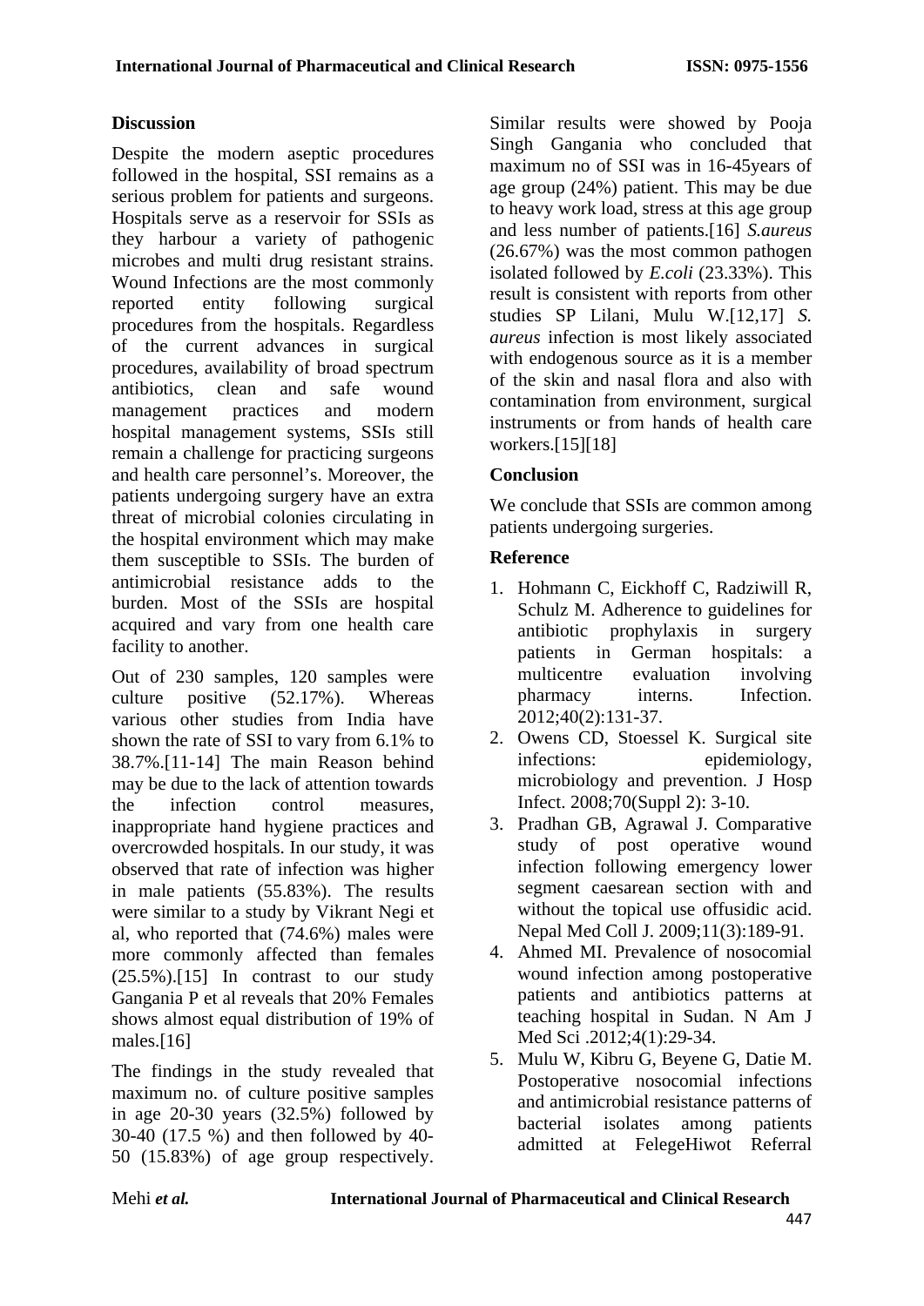## Discussion

Despite the modern aseptic procedures followed in the hospital, SSI remains as a serious problem for patients and surgeons. Hospitals serve as a reservoir for SSIs as they harbour a variety of pathogenic microbes and multi drug resistant strains. Wound Infections are the most commonly reported entity following surgical procedures from the hospitals. Regardless of the current advances in surgical procedures, availability of broad spectrum antibiotics, clean and safe wound management practices and modern hospital management systems, SSIs still remain a challenge for practicing surgeons and health care personnel's. Moreover, the patients undergoing surgery have an extra threat of microbial colonies circulating in the hospital environment which may make them susceptible to SSIs. The burden of antimicrobial resistance adds to the burden. Most of the SSIs are hospital acquired and vary from one health care facility to another.

Out of 230 samples, 120 samples were culture positive (52.17%). Whereas various other studies from India have shown the rate of SSI to vary from 6.1% to 38.7%.[11-14] The main Reason behind may be due to the lack of attention towards the infection control measures, inappropriate hand hygiene practices and overcrowded hospitals. In our study, it was observed that rate of infection was higher in male patients (55.83%). The results were similar to a study by Vikrant Negi et al, who reported that (74.6%) males were more commonly affected than females (25.5%).[15] In contrast to our study Gangania P et al reveals that 20% Females shows almost equal distribution of 19% of males.[16]

The findings in the study revealed that maximum no. of culture positive samples in age 20-30 years (32.5%) followed by 30-40 (17.5 %) and then followed by 40-50 (15.83%) of age group respectively. Similar results were showed by Pooja Singh Gangania who concluded that maximum no of SSI was in 16-45years of age group (24%) patient. This may be due to heavy work load, stress at this age group and less number of patients.[16] *S.aureus* (26.67%) was the most common pathogen isolated followed by *E.coli* (23.33%). This result is consistent with reports from other studies SP Lilani, Mulu W.[12,17] *S. aureus* infection is most likely associated with endogenous source as it is a member of the skin and nasal flora and also with contamination from environment, surgical instruments or from hands of health care workers.[15][18]

## Conclusion

We conclude that SSIs are common among patients undergoing surgeries.

## Reference

1. Hohmann C, Eickhoff C, Radziwill R, Schulz M. Adherence to guidelines for antibiotic prophylaxis in surgery patients in German hospitals: a multicentre evaluation involving pharmacy interns. Infection. 2012;40(2):131-37.
2. Owens CD, Stoessel K. Surgical site infections: epidemiology, microbiology and prevention. J Hosp Infect. 2008;70(Suppl 2): 3-10.
3. Pradhan GB, Agrawal J. Comparative study of post operative wound infection following emergency lower segment caesarean section with and without the topical use offusidic acid. Nepal Med Coll J. 2009;11(3):189-91.
4. Ahmed MI. Prevalence of nosocomial wound infection among postoperative patients and antibiotics patterns at teaching hospital in Sudan. N Am J Med Sci .2012;4(1):29-34.
5. Mulu W, Kibru G, Beyene G, Datie M. Postoperative nosocomial infections and antimicrobial resistance patterns of bacterial isolates among patients admitted at FelegeHiwot Referral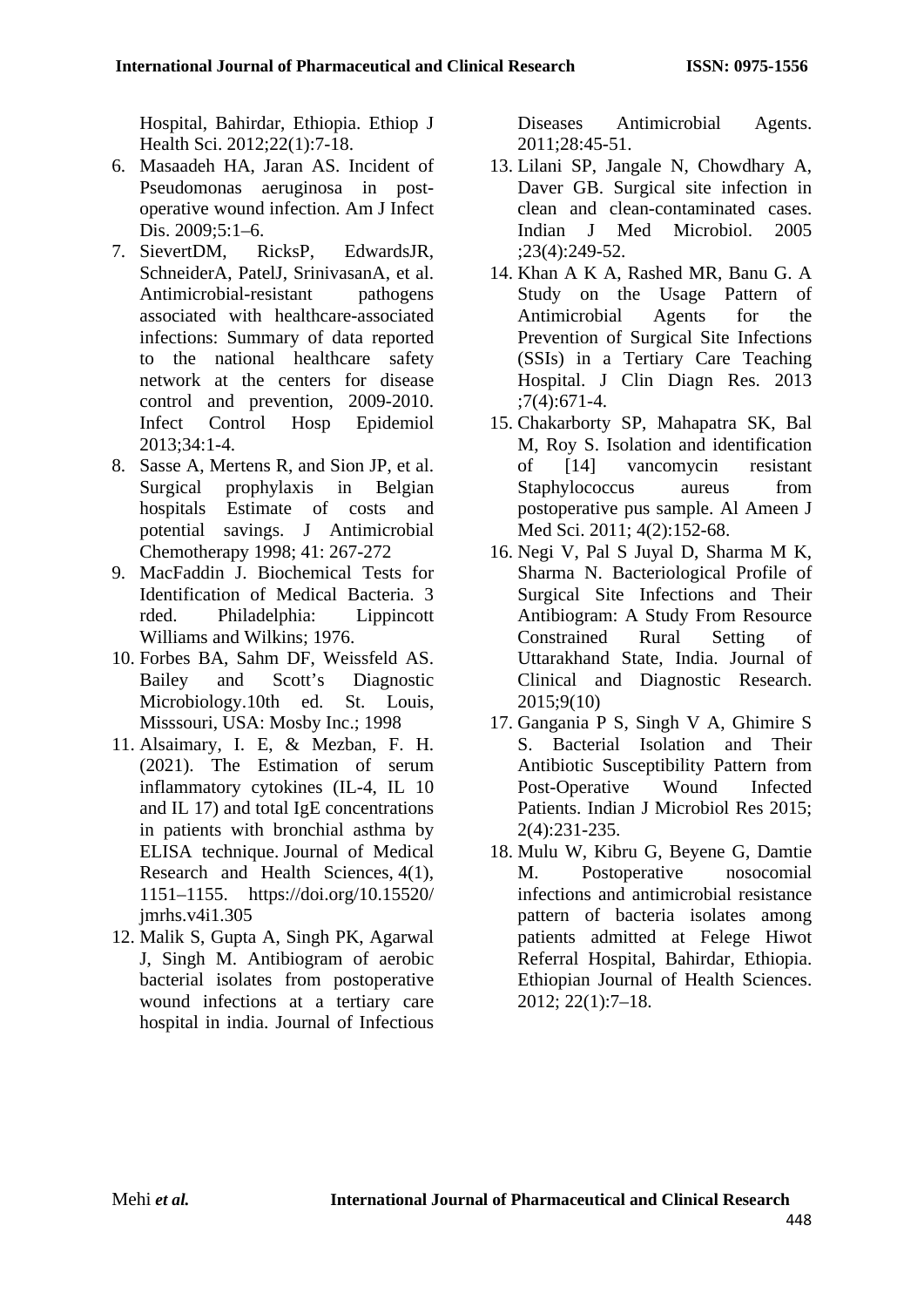Hospital, Bahirdar, Ethiopia. Ethiop J Health Sci. 2012;22(1):7-18.

6. Masaadeh HA, Jaran AS. Incident of Pseudomonas aeruginosa in post-operative wound infection. Am J Infect Dis. 2009;5:1–6.
7. SievertDM, RicksP, EdwardsJR, SchneiderA, PatelJ, SrinivasanA, et al. Antimicrobial-resistant pathogens associated with healthcare-associated infections: Summary of data reported to the national healthcare safety network at the centers for disease control and prevention, 2009-2010. Infect Control Hosp Epidemiol 2013;34:1-4.
8. Sasse A, Mertens R, and Sion JP, et al. Surgical prophylaxis in Belgian hospitals Estimate of costs and potential savings. J Antimicrobial Chemotherapy 1998; 41: 267-272
9. MacFaddin J. Biochemical Tests for Identification of Medical Bacteria. 3 rded. Philadelphia: Lippincott Williams and Wilkins; 1976.
10. Forbes BA, Sahm DF, Weissfeld AS. Bailey and Scott's Diagnostic Microbiology.10th ed. St. Louis, Misssouri, USA: Mosby Inc.; 1998
11. Alsaimary, I. E, & Mezban, F. H. (2021). The Estimation of serum inflammatory cytokines (IL-4, IL 10 and IL 17) and total IgE concentrations in patients with bronchial asthma by ELISA technique. Journal of Medical Research and Health Sciences, 4(1), 1151–1155. https://doi.org/10.15520/jmrhs.v4i1.305
12. Malik S, Gupta A, Singh PK, Agarwal J, Singh M. Antibiogram of aerobic bacterial isolates from postoperative wound infections at a tertiary care hospital in india. Journal of Infectious Diseases Antimicrobial Agents. 2011;28:45-51.
13. Lilani SP, Jangale N, Chowdhary A, Daver GB. Surgical site infection in clean and clean-contaminated cases. Indian J Med Microbiol. 2005 ;23(4):249-52.
14. Khan A K A, Rashed MR, Banu G. A Study on the Usage Pattern of Antimicrobial Agents for the Prevention of Surgical Site Infections (SSIs) in a Tertiary Care Teaching Hospital. J Clin Diagn Res. 2013 ;7(4):671-4.
15. Chakarborty SP, Mahapatra SK, Bal M, Roy S. Isolation and identification of [14] vancomycin resistant Staphylococcus aureus from postoperative pus sample. Al Ameen J Med Sci. 2011; 4(2):152-68.
16. Negi V, Pal S Juyal D, Sharma M K, Sharma N. Bacteriological Profile of Surgical Site Infections and Their Antibiogram: A Study From Resource Constrained Rural Setting of Uttarakhand State, India. Journal of Clinical and Diagnostic Research. 2015;9(10)
17. Gangania P S, Singh V A, Ghimire S S. Bacterial Isolation and Their Antibiotic Susceptibility Pattern from Post-Operative Wound Infected Patients. Indian J Microbiol Res 2015; 2(4):231-235.
18. Mulu W, Kibru G, Beyene G, Damtie M. Postoperative nosocomial infections and antimicrobial resistance pattern of bacteria isolates among patients admitted at Felege Hiwot Referral Hospital, Bahirdar, Ethiopia. Ethiopian Journal of Health Sciences. 2012; 22(1):7–18.